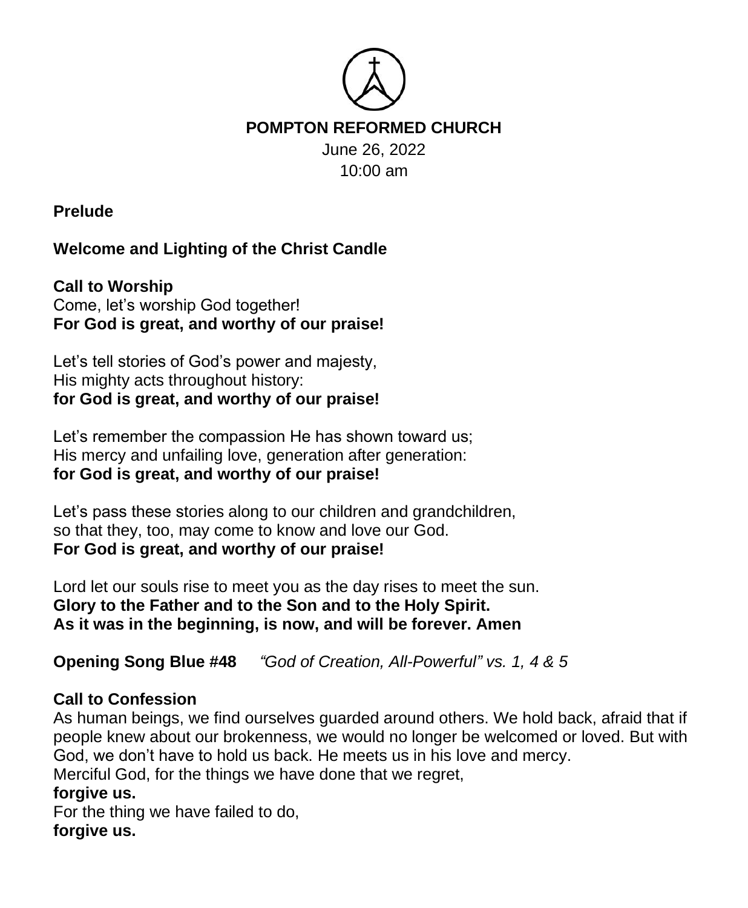# POMPTON REFORMED CHURCH

June 26, 2022
10:00 am

**Prelude**

**Welcome and Lighting of the Christ Candle**

**Call to Worship**
Come, let's worship God together!
**For God is great, and worthy of our praise!**

Let's tell stories of God's power and majesty,
His mighty acts throughout history:
**for God is great, and worthy of our praise!**

Let's remember the compassion He has shown toward us;
His mercy and unfailing love, generation after generation:
**for God is great, and worthy of our praise!**

Let's pass these stories along to our children and grandchildren,
so that they, too, may come to know and love our God.
**For God is great, and worthy of our praise!**

Lord let our souls rise to meet you as the day rises to meet the sun.
**Glory to the Father and to the Son and to the Holy Spirit.**
**As it was in the beginning, is now, and will be forever. Amen**

**Opening Song Blue #48** *"God of Creation, All-Powerful" vs. 1, 4 & 5*

**Call to Confession**
As human beings, we find ourselves guarded around others. We hold back, afraid that if people knew about our brokenness, we would no longer be welcomed or loved. But with God, we don't have to hold us back. He meets us in his love and mercy.
Merciful God, for the things we have done that we regret,
**forgive us.**
For the thing we have failed to do,
**forgive us.**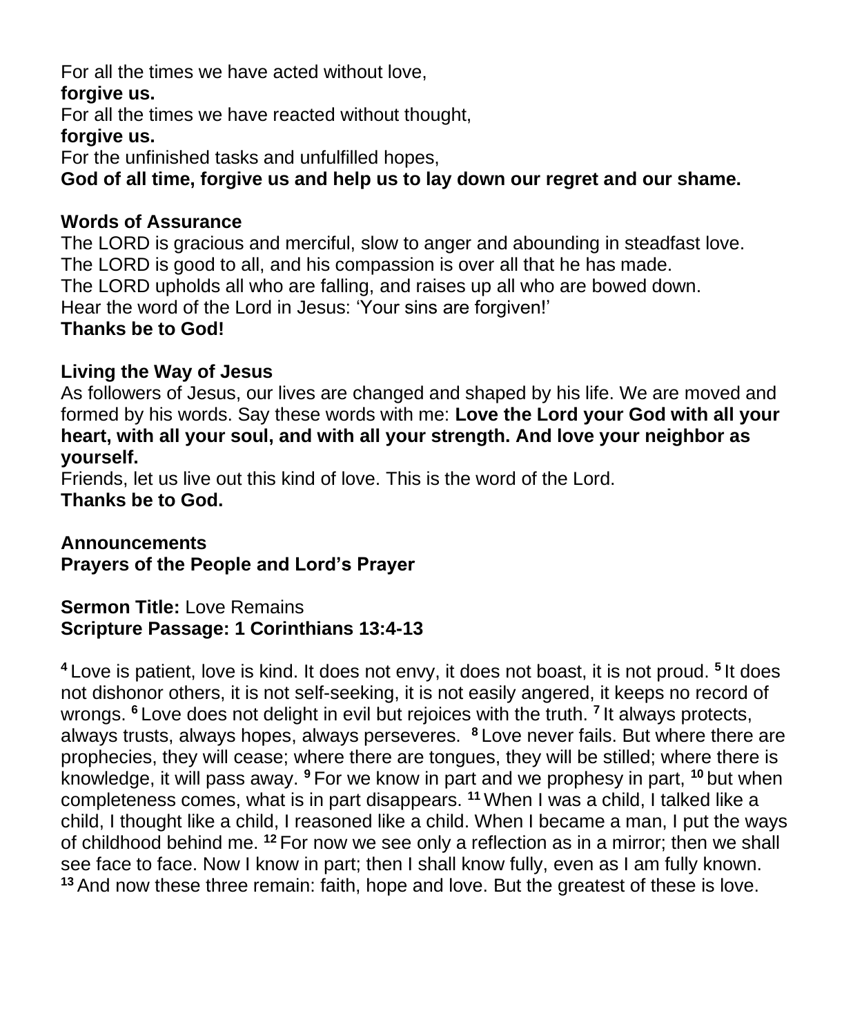For all the times we have acted without love,
**forgive us.**
For all the times we have reacted without thought,
**forgive us.**
For the unfinished tasks and unfulfilled hopes,
**God of all time, forgive us and help us to lay down our regret and our shame.**

**Words of Assurance**
The LORD is gracious and merciful, slow to anger and abounding in steadfast love.
The LORD is good to all, and his compassion is over all that he has made.
The LORD upholds all who are falling, and raises up all who are bowed down.
Hear the word of the Lord in Jesus: 'Your sins are forgiven!'
**Thanks be to God!**

**Living the Way of Jesus**
As followers of Jesus, our lives are changed and shaped by his life. We are moved and formed by his words. Say these words with me: **Love the Lord your God with all your heart, with all your soul, and with all your strength. And love your neighbor as yourself.**
Friends, let us live out this kind of love. This is the word of the Lord.
**Thanks be to God.**

**Announcements**
**Prayers of the People and Lord's Prayer**

**Sermon Title:** Love Remains
**Scripture Passage: 1 Corinthians 13:4-13**

**4** Love is patient, love is kind. It does not envy, it does not boast, it is not proud. **5** It does not dishonor others, it is not self-seeking, it is not easily angered, it keeps no record of wrongs. **6** Love does not delight in evil but rejoices with the truth. **7** It always protects, always trusts, always hopes, always perseveres. **8** Love never fails. But where there are prophecies, they will cease; where there are tongues, they will be stilled; where there is knowledge, it will pass away. **9** For we know in part and we prophesy in part, **10** but when completeness comes, what is in part disappears. **11** When I was a child, I talked like a child, I thought like a child, I reasoned like a child. When I became a man, I put the ways of childhood behind me. **12** For now we see only a reflection as in a mirror; then we shall see face to face. Now I know in part; then I shall know fully, even as I am fully known. **13** And now these three remain: faith, hope and love. But the greatest of these is love.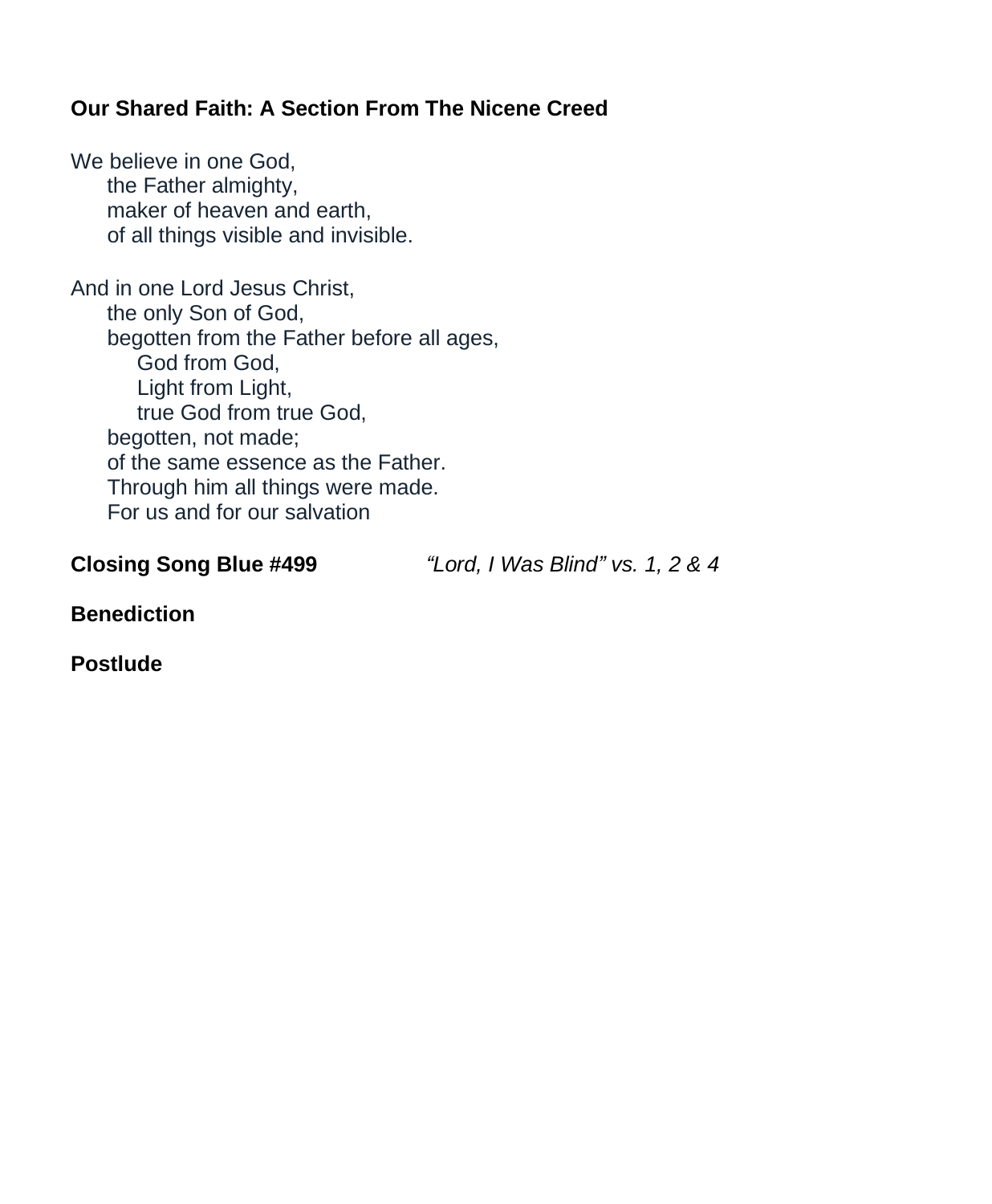**Our Shared Faith: A Section From The Nicene Creed**

We believe in one God,
    the Father almighty,
    maker of heaven and earth,
    of all things visible and invisible.

And in one Lord Jesus Christ,
    the only Son of God,
    begotten from the Father before all ages,
        God from God,
        Light from Light,
        true God from true God,
    begotten, not made;
    of the same essence as the Father.
    Through him all things were made.
    For us and for our salvation

**Closing Song Blue #499** *"Lord, I Was Blind" vs. 1, 2 & 4*

**Benediction**

**Postlude**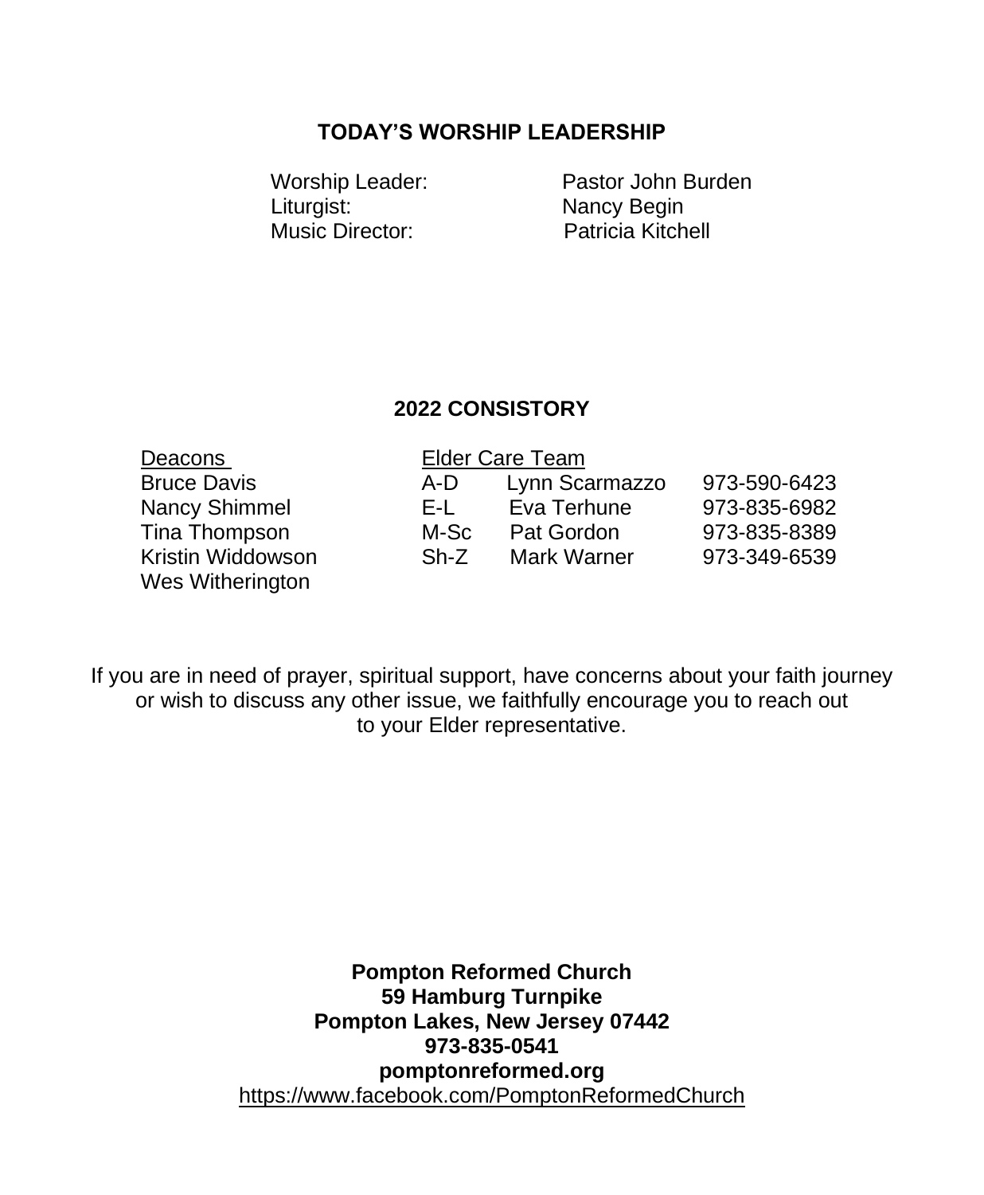## TODAY'S WORSHIP LEADERSHIP

| | |
|---|---|
| Worship Leader: | Pastor John Burden |
| Liturgist: | Nancy Begin |
| Music Director: | Patricia Kitchell |

## 2022 CONSISTORY

| Deacons | Elder Care Team | | |
|---|---|---|---|
| Bruce Davis | A-D | Lynn Scarmazzo | 973-590-6423 |
| Nancy Shimmel | E-L | Eva Terhune | 973-835-6982 |
| Tina Thompson | M-Sc | Pat Gordon | 973-835-8389 |
| Kristin Widdowson | Sh-Z | Mark Warner | 973-349-6539 |
| Wes Witherington | | | |

If you are in need of prayer, spiritual support, have concerns about your faith journey or wish to discuss any other issue, we faithfully encourage you to reach out to your Elder representative.

**Pompton Reformed Church**
**59 Hamburg Turnpike**
**Pompton Lakes, New Jersey 07442**
**973-835-0541**
**pomptonreformed.org**
https://www.facebook.com/PomptonReformedChurch